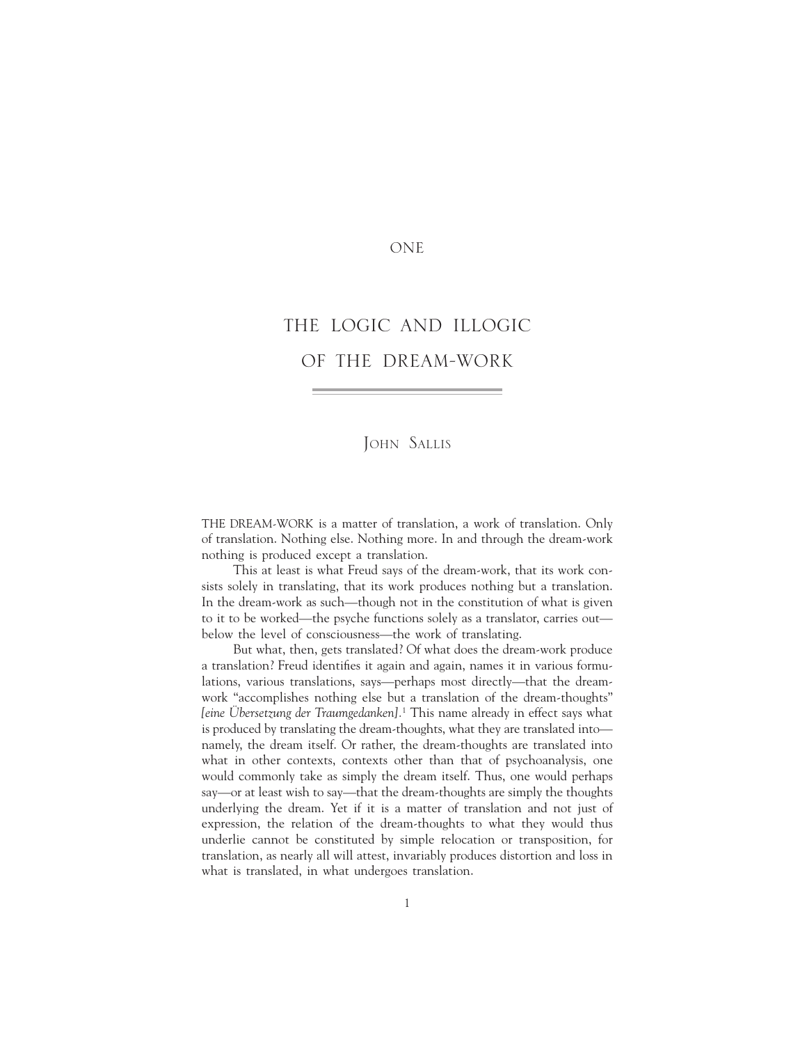ONE

# THE LOGIC AND ILLOGIC OF THE DREAM-WORK

## John Sallis

THE DREAM-WORK is a matter of translation, a work of translation. Only of translation. Nothing else. Nothing more. In and through the dream-work nothing is produced except a translation.

This at least is what Freud says of the dream-work, that its work consists solely in translating, that its work produces nothing but a translation. In the dream-work as such—though not in the constitution of what is given to it to be worked—the psyche functions solely as a translator, carries out—below the level of consciousness—the work of translating.

But what, then, gets translated? Of what does the dream-work produce a translation? Freud identifies it again and again, names it in various formulations, various translations, says—perhaps most directly—that the dream-work "accomplishes nothing else but a translation of the dream-thoughts" *[eine Übersetzung der Traumgedanken]*.[1] This name already in effect says what is produced by translating the dream-thoughts, what they are translated into—namely, the dream itself. Or rather, the dream-thoughts are translated into what in other contexts, contexts other than that of psychoanalysis, one would commonly take as simply the dream itself. Thus, one would perhaps say—or at least wish to say—that the dream-thoughts are simply the thoughts underlying the dream. Yet if it is a matter of translation and not just of expression, the relation of the dream-thoughts to what they would thus underlie cannot be constituted by simple relocation or transposition, for translation, as nearly all will attest, invariably produces distortion and loss in what is translated, in what undergoes translation.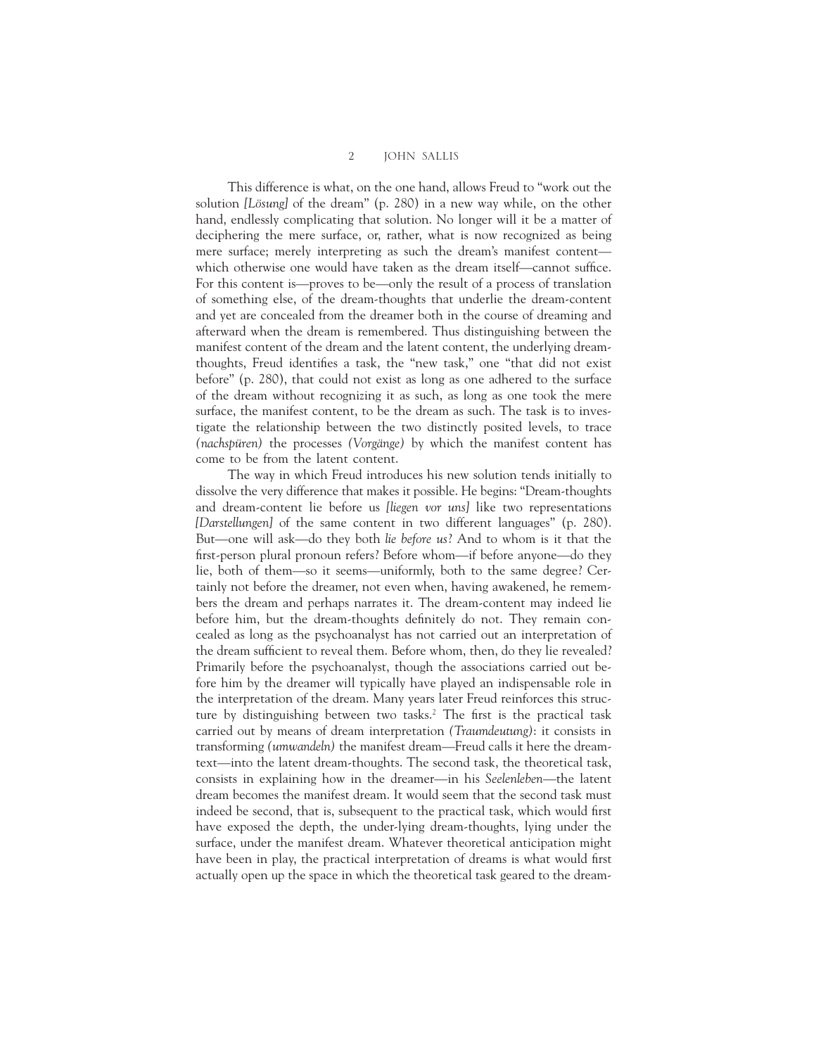This difference is what, on the one hand, allows Freud to "work out the solution *[Lösung]* of the dream" (p. 280) in a new way while, on the other hand, endlessly complicating that solution. No longer will it be a matter of deciphering the mere surface, or, rather, what is now recognized as being mere surface; merely interpreting as such the dream's manifest content—which otherwise one would have taken as the dream itself—cannot suffice. For this content is—proves to be—only the result of a process of translation of something else, of the dream-thoughts that underlie the dream-content and yet are concealed from the dreamer both in the course of dreaming and afterward when the dream is remembered. Thus distinguishing between the manifest content of the dream and the latent content, the underlying dream-thoughts, Freud identifies a task, the "new task," one "that did not exist before" (p. 280), that could not exist as long as one adhered to the surface of the dream without recognizing it as such, as long as one took the mere surface, the manifest content, to be the dream as such. The task is to investigate the relationship between the two distinctly posited levels, to trace *(nachspüren)* the processes *(Vorgänge)* by which the manifest content has come to be from the latent content.

The way in which Freud introduces his new solution tends initially to dissolve the very difference that makes it possible. He begins: "Dream-thoughts and dream-content lie before us *[liegen vor uns]* like two representations *[Darstellungen]* of the same content in two different languages" (p. 280). But—one will ask—do they both *lie before us*? And to whom is it that the first-person plural pronoun refers? Before whom—if before anyone—do they lie, both of them—so it seems—uniformly, both to the same degree? Certainly not before the dreamer, not even when, having awakened, he remembers the dream and perhaps narrates it. The dream-content may indeed lie before him, but the dream-thoughts definitely do not. They remain concealed as long as the psychoanalyst has not carried out an interpretation of the dream sufficient to reveal them. Before whom, then, do they lie revealed? Primarily before the psychoanalyst, though the associations carried out before him by the dreamer will typically have played an indispensable role in the interpretation of the dream. Many years later Freud reinforces this structure by distinguishing between two tasks.[2] The first is the practical task carried out by means of dream interpretation *(Traumdeutung)*: it consists in transforming *(umwandeln)* the manifest dream—Freud calls it here the dream-text—into the latent dream-thoughts. The second task, the theoretical task, consists in explaining how in the dreamer—in his *Seelenleben*—the latent dream becomes the manifest dream. It would seem that the second task must indeed be second, that is, subsequent to the practical task, which would first have exposed the depth, the under-lying dream-thoughts, lying under the surface, under the manifest dream. Whatever theoretical anticipation might have been in play, the practical interpretation of dreams is what would first actually open up the space in which the theoretical task geared to the dream-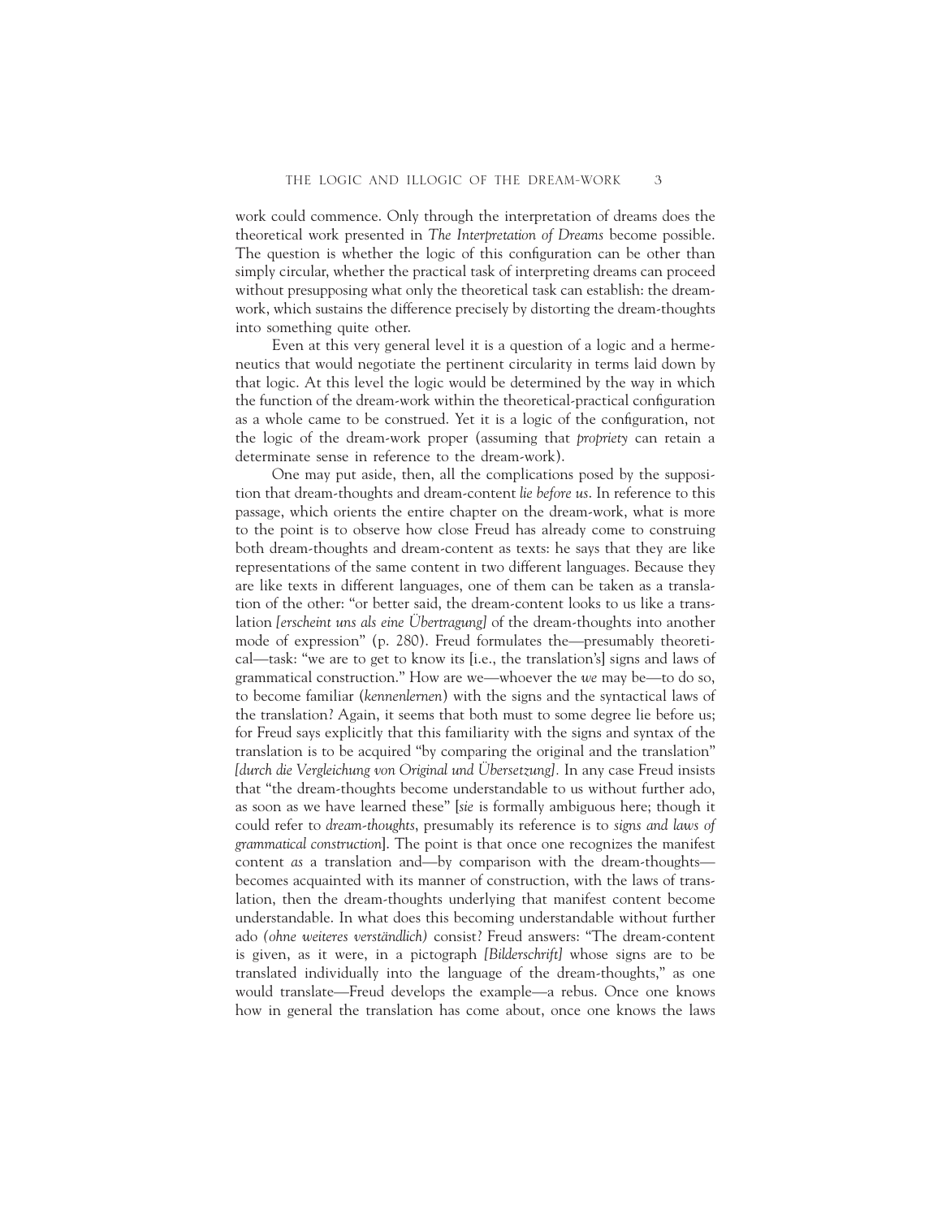work could commence. Only through the interpretation of dreams does the theoretical work presented in *The Interpretation of Dreams* become possible. The question is whether the logic of this configuration can be other than simply circular, whether the practical task of interpreting dreams can proceed without presupposing what only the theoretical task can establish: the dream-work, which sustains the difference precisely by distorting the dream-thoughts into something quite other.

Even at this very general level it is a question of a logic and a hermeneutics that would negotiate the pertinent circularity in terms laid down by that logic. At this level the logic would be determined by the way in which the function of the dream-work within the theoretical-practical configuration as a whole came to be construed. Yet it is a logic of the configuration, not the logic of the dream-work proper (assuming that *propriety* can retain a determinate sense in reference to the dream-work).

One may put aside, then, all the complications posed by the supposition that dream-thoughts and dream-content *lie before us*. In reference to this passage, which orients the entire chapter on the dream-work, what is more to the point is to observe how close Freud has already come to construing both dream-thoughts and dream-content as texts: he says that they are like representations of the same content in two different languages. Because they are like texts in different languages, one of them can be taken as a translation of the other: "or better said, the dream-content looks to us like a translation *[erscheint uns als eine Übertragung]* of the dream-thoughts into another mode of expression" (p. 280). Freud formulates the—presumably theoretical—task: "we are to get to know its [i.e., the translation's] signs and laws of grammatical construction." How are we—whoever the *we* may be—to do so, to become familiar (*kennenlernen*) with the signs and the syntactical laws of the translation? Again, it seems that both must to some degree lie before us; for Freud says explicitly that this familiarity with the signs and syntax of the translation is to be acquired "by comparing the original and the translation" *[durch die Vergleichung von Original und Übersetzung].* In any case Freud insists that "the dream-thoughts become understandable to us without further ado, as soon as we have learned these" [*sie* is formally ambiguous here; though it could refer to *dream-thoughts*, presumably its reference is to *signs and laws of grammatical construction*]. The point is that once one recognizes the manifest content *as* a translation and—by comparison with the dream-thoughts—becomes acquainted with its manner of construction, with the laws of translation, then the dream-thoughts underlying that manifest content become understandable. In what does this becoming understandable without further ado *(ohne weiteres verständlich)* consist? Freud answers: "The dream-content is given, as it were, in a pictograph *[Bilderschrift]* whose signs are to be translated individually into the language of the dream-thoughts," as one would translate—Freud develops the example—a rebus. Once one knows how in general the translation has come about, once one knows the laws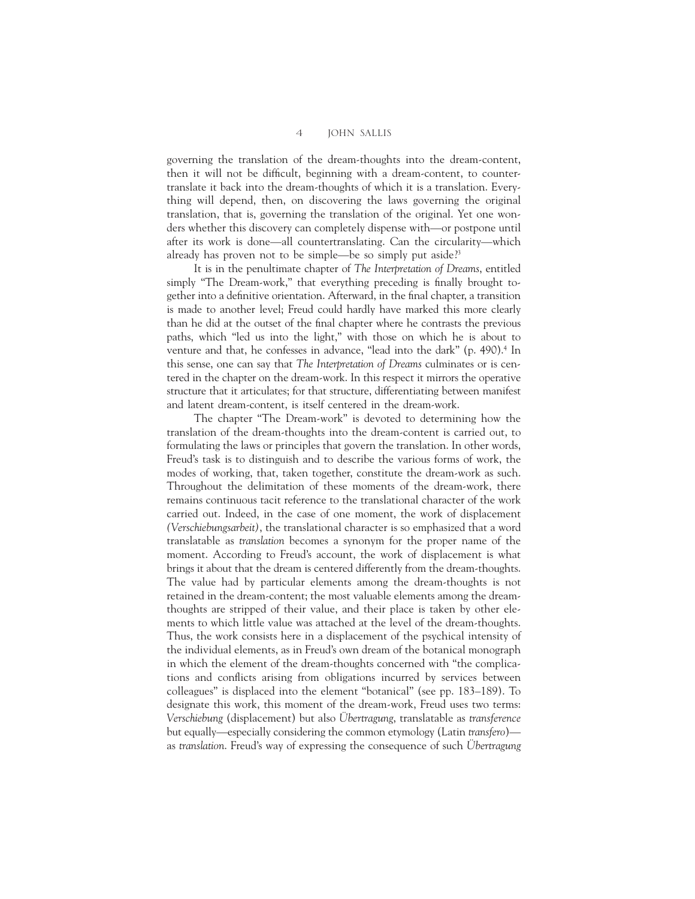governing the translation of the dream-thoughts into the dream-content, then it will not be difficult, beginning with a dream-content, to countertranslate it back into the dream-thoughts of which it is a translation. Everything will depend, then, on discovering the laws governing the original translation, that is, governing the translation of the original. Yet one wonders whether this discovery can completely dispense with—or postpone until after its work is done—all countertranslating. Can the circularity—which already has proven not to be simple—be so simply put aside?[3]

It is in the penultimate chapter of *The Interpretation of Dreams*, entitled simply "The Dream-work," that everything preceding is finally brought together into a definitive orientation. Afterward, in the final chapter, a transition is made to another level; Freud could hardly have marked this more clearly than he did at the outset of the final chapter where he contrasts the previous paths, which "led us into the light," with those on which he is about to venture and that, he confesses in advance, "lead into the dark" (p. 490).[4] In this sense, one can say that *The Interpretation of Dreams* culminates or is centered in the chapter on the dream-work. In this respect it mirrors the operative structure that it articulates; for that structure, differentiating between manifest and latent dream-content, is itself centered in the dream-work.

The chapter "The Dream-work" is devoted to determining how the translation of the dream-thoughts into the dream-content is carried out, to formulating the laws or principles that govern the translation. In other words, Freud's task is to distinguish and to describe the various forms of work, the modes of working, that, taken together, constitute the dream-work as such. Throughout the delimitation of these moments of the dream-work, there remains continuous tacit reference to the translational character of the work carried out. Indeed, in the case of one moment, the work of displacement *(Verschiebungsarbeit)*, the translational character is so emphasized that a word translatable as *translation* becomes a synonym for the proper name of the moment. According to Freud's account, the work of displacement is what brings it about that the dream is centered differently from the dream-thoughts. The value had by particular elements among the dream-thoughts is not retained in the dream-content; the most valuable elements among the dream-thoughts are stripped of their value, and their place is taken by other elements to which little value was attached at the level of the dream-thoughts. Thus, the work consists here in a displacement of the psychical intensity of the individual elements, as in Freud's own dream of the botanical monograph in which the element of the dream-thoughts concerned with "the complications and conflicts arising from obligations incurred by services between colleagues" is displaced into the element "botanical" (see pp. 183–189). To designate this work, this moment of the dream-work, Freud uses two terms: *Verschiebung* (displacement) but also *Übertragung*, translatable as *transference* but equally—especially considering the common etymology (Latin *transfero*)—as *translation*. Freud's way of expressing the consequence of such *Übertragung*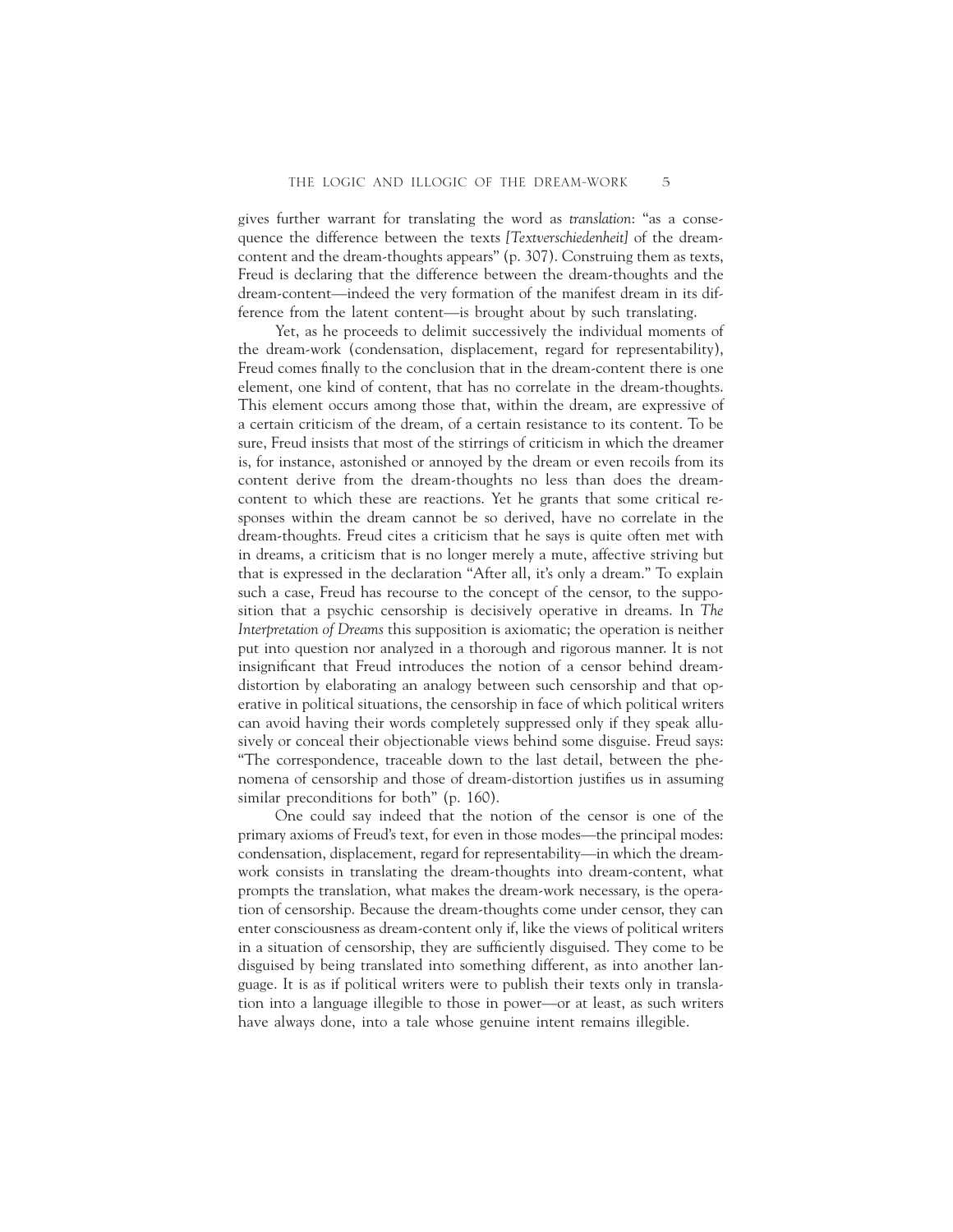gives further warrant for translating the word as *translation*: "as a consequence the difference between the texts *[Textverschiedenheit]* of the dream-content and the dream-thoughts appears" (p. 307). Construing them as texts, Freud is declaring that the difference between the dream-thoughts and the dream-content—indeed the very formation of the manifest dream in its difference from the latent content—is brought about by such translating.

Yet, as he proceeds to delimit successively the individual moments of the dream-work (condensation, displacement, regard for representability), Freud comes finally to the conclusion that in the dream-content there is one element, one kind of content, that has no correlate in the dream-thoughts. This element occurs among those that, within the dream, are expressive of a certain criticism of the dream, of a certain resistance to its content. To be sure, Freud insists that most of the stirrings of criticism in which the dreamer is, for instance, astonished or annoyed by the dream or even recoils from its content derive from the dream-thoughts no less than does the dream-content to which these are reactions. Yet he grants that some critical responses within the dream cannot be so derived, have no correlate in the dream-thoughts. Freud cites a criticism that he says is quite often met with in dreams, a criticism that is no longer merely a mute, affective striving but that is expressed in the declaration "After all, it's only a dream." To explain such a case, Freud has recourse to the concept of the censor, to the supposition that a psychic censorship is decisively operative in dreams. In *The Interpretation of Dreams* this supposition is axiomatic; the operation is neither put into question nor analyzed in a thorough and rigorous manner. It is not insignificant that Freud introduces the notion of a censor behind dream-distortion by elaborating an analogy between such censorship and that operative in political situations, the censorship in face of which political writers can avoid having their words completely suppressed only if they speak allusively or conceal their objectionable views behind some disguise. Freud says: "The correspondence, traceable down to the last detail, between the phenomena of censorship and those of dream-distortion justifies us in assuming similar preconditions for both" (p. 160).

One could say indeed that the notion of the censor is one of the primary axioms of Freud's text, for even in those modes—the principal modes: condensation, displacement, regard for representability—in which the dream-work consists in translating the dream-thoughts into dream-content, what prompts the translation, what makes the dream-work necessary, is the operation of censorship. Because the dream-thoughts come under censor, they can enter consciousness as dream-content only if, like the views of political writers in a situation of censorship, they are sufficiently disguised. They come to be disguised by being translated into something different, as into another language. It is as if political writers were to publish their texts only in translation into a language illegible to those in power—or at least, as such writers have always done, into a tale whose genuine intent remains illegible.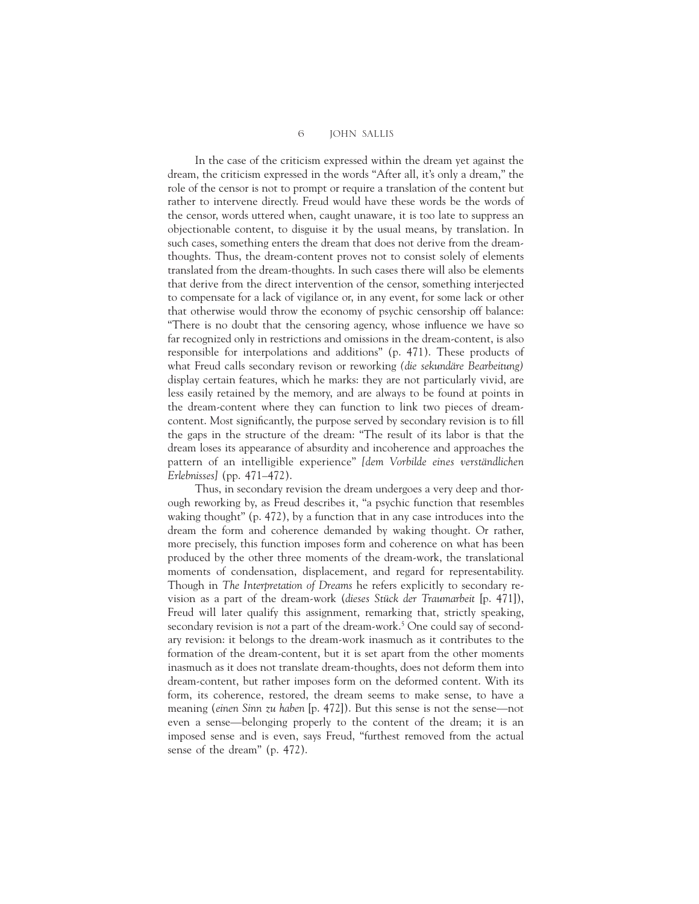In the case of the criticism expressed within the dream yet against the dream, the criticism expressed in the words "After all, it's only a dream," the role of the censor is not to prompt or require a translation of the content but rather to intervene directly. Freud would have these words be the words of the censor, words uttered when, caught unaware, it is too late to suppress an objectionable content, to disguise it by the usual means, by translation. In such cases, something enters the dream that does not derive from the dream-thoughts. Thus, the dream-content proves not to consist solely of elements translated from the dream-thoughts. In such cases there will also be elements that derive from the direct intervention of the censor, something interjected to compensate for a lack of vigilance or, in any event, for some lack or other that otherwise would throw the economy of psychic censorship off balance: "There is no doubt that the censoring agency, whose influence we have so far recognized only in restrictions and omissions in the dream-content, is also responsible for interpolations and additions" (p. 471). These products of what Freud calls secondary revison or reworking *(die sekundäre Bearbeitung)* display certain features, which he marks: they are not particularly vivid, are less easily retained by the memory, and are always to be found at points in the dream-content where they can function to link two pieces of dream-content. Most significantly, the purpose served by secondary revision is to fill the gaps in the structure of the dream: "The result of its labor is that the dream loses its appearance of absurdity and incoherence and approaches the pattern of an intelligible experience" *[dem Vorbilde eines verständlichen Erlebnisses]* (pp. 471–472).

Thus, in secondary revision the dream undergoes a very deep and thorough reworking by, as Freud describes it, "a psychic function that resembles waking thought" (p. 472), by a function that in any case introduces into the dream the form and coherence demanded by waking thought. Or rather, more precisely, this function imposes form and coherence on what has been produced by the other three moments of the dream-work, the translational moments of condensation, displacement, and regard for representability. Though in *The Interpretation of Dreams* he refers explicitly to secondary revision as a part of the dream-work (*dieses Stück der Traumarbeit* [p. 471]), Freud will later qualify this assignment, remarking that, strictly speaking, secondary revision is *not* a part of the dream-work.[5] One could say of secondary revision: it belongs to the dream-work inasmuch as it contributes to the formation of the dream-content, but it is set apart from the other moments inasmuch as it does not translate dream-thoughts, does not deform them into dream-content, but rather imposes form on the deformed content. With its form, its coherence, restored, the dream seems to make sense, to have a meaning (*einen Sinn zu haben* [p. 472]). But this sense is not the sense—not even a sense—belonging properly to the content of the dream; it is an imposed sense and is even, says Freud, "furthest removed from the actual sense of the dream" (p. 472).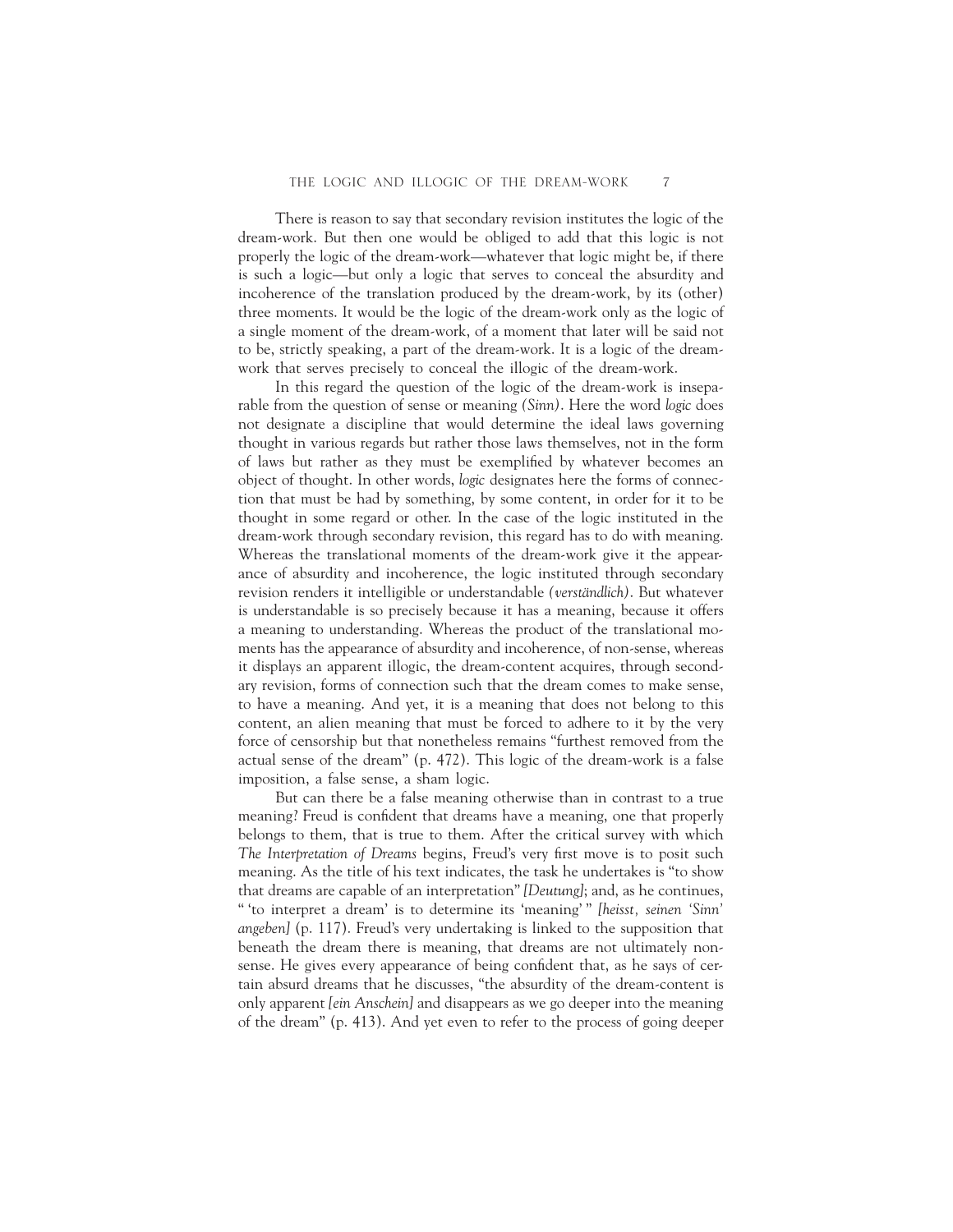There is reason to say that secondary revision institutes the logic of the dream-work. But then one would be obliged to add that this logic is not properly the logic of the dream-work—whatever that logic might be, if there is such a logic—but only a logic that serves to conceal the absurdity and incoherence of the translation produced by the dream-work, by its (other) three moments. It would be the logic of the dream-work only as the logic of a single moment of the dream-work, of a moment that later will be said not to be, strictly speaking, a part of the dream-work. It is a logic of the dream-work that serves precisely to conceal the illogic of the dream-work.

In this regard the question of the logic of the dream-work is inseparable from the question of sense or meaning *(Sinn)*. Here the word *logic* does not designate a discipline that would determine the ideal laws governing thought in various regards but rather those laws themselves, not in the form of laws but rather as they must be exemplified by whatever becomes an object of thought. In other words, *logic* designates here the forms of connection that must be had by something, by some content, in order for it to be thought in some regard or other. In the case of the logic instituted in the dream-work through secondary revision, this regard has to do with meaning. Whereas the translational moments of the dream-work give it the appearance of absurdity and incoherence, the logic instituted through secondary revision renders it intelligible or understandable *(verständlich)*. But whatever is understandable is so precisely because it has a meaning, because it offers a meaning to understanding. Whereas the product of the translational moments has the appearance of absurdity and incoherence, of non-sense, whereas it displays an apparent illogic, the dream-content acquires, through secondary revision, forms of connection such that the dream comes to make sense, to have a meaning. And yet, it is a meaning that does not belong to this content, an alien meaning that must be forced to adhere to it by the very force of censorship but that nonetheless remains "furthest removed from the actual sense of the dream" (p. 472). This logic of the dream-work is a false imposition, a false sense, a sham logic.

But can there be a false meaning otherwise than in contrast to a true meaning? Freud is confident that dreams have a meaning, one that properly belongs to them, that is true to them. After the critical survey with which *The Interpretation of Dreams* begins, Freud's very first move is to posit such meaning. As the title of his text indicates, the task he undertakes is "to show that dreams are capable of an interpretation" *[Deutung]*; and, as he continues, " 'to interpret a dream' is to determine its 'meaning' " *[heisst, seinen 'Sinn' angeben]* (p. 117). Freud's very undertaking is linked to the supposition that beneath the dream there is meaning, that dreams are not ultimately nonsense. He gives every appearance of being confident that, as he says of certain absurd dreams that he discusses, "the absurdity of the dream-content is only apparent *[ein Anschein]* and disappears as we go deeper into the meaning of the dream" (p. 413). And yet even to refer to the process of going deeper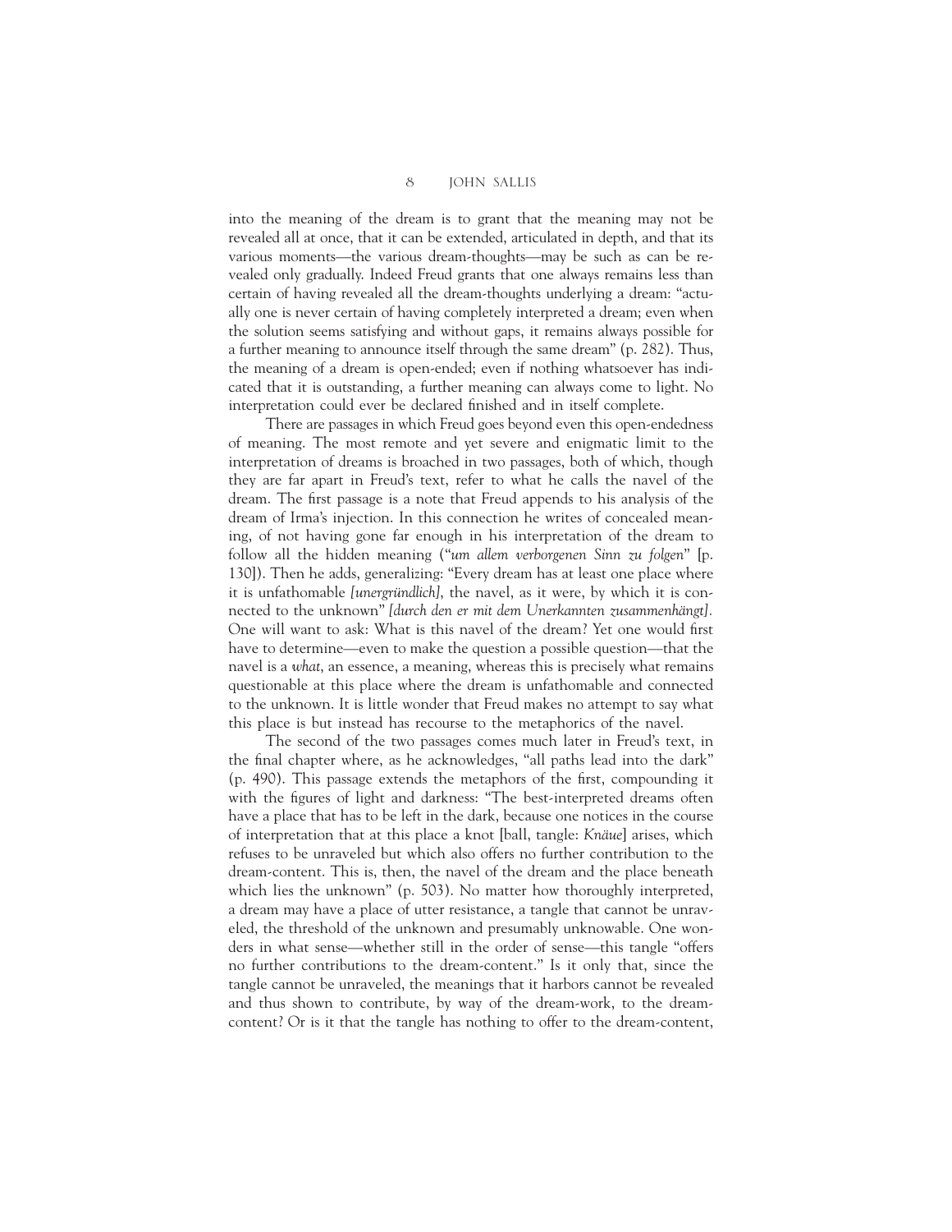into the meaning of the dream is to grant that the meaning may not be revealed all at once, that it can be extended, articulated in depth, and that its various moments—the various dream-thoughts—may be such as can be revealed only gradually. Indeed Freud grants that one always remains less than certain of having revealed all the dream-thoughts underlying a dream: "actually one is never certain of having completely interpreted a dream; even when the solution seems satisfying and without gaps, it remains always possible for a further meaning to announce itself through the same dream" (p. 282). Thus, the meaning of a dream is open-ended; even if nothing whatsoever has indicated that it is outstanding, a further meaning can always come to light. No interpretation could ever be declared finished and in itself complete.

There are passages in which Freud goes beyond even this open-endedness of meaning. The most remote and yet severe and enigmatic limit to the interpretation of dreams is broached in two passages, both of which, though they are far apart in Freud's text, refer to what he calls the navel of the dream. The first passage is a note that Freud appends to his analysis of the dream of Irma's injection. In this connection he writes of concealed meaning, of not having gone far enough in his interpretation of the dream to follow all the hidden meaning ("*um allem verborgenen Sinn zu folgen*" [p. 130]). Then he adds, generalizing: "Every dream has at least one place where it is unfathomable *[unergründlich]*, the navel, as it were, by which it is connected to the unknown" *[durch den er mit dem Unerkannten zusammenhängt]*. One will want to ask: What is this navel of the dream? Yet one would first have to determine—even to make the question a possible question—that the navel is a *what*, an essence, a meaning, whereas this is precisely what remains questionable at this place where the dream is unfathomable and connected to the unknown. It is little wonder that Freud makes no attempt to say what this place is but instead has recourse to the metaphorics of the navel.

The second of the two passages comes much later in Freud's text, in the final chapter where, as he acknowledges, "all paths lead into the dark" (p. 490). This passage extends the metaphors of the first, compounding it with the figures of light and darkness: "The best-interpreted dreams often have a place that has to be left in the dark, because one notices in the course of interpretation that at this place a knot [ball, tangle: *Knäue*] arises, which refuses to be unraveled but which also offers no further contribution to the dream-content. This is, then, the navel of the dream and the place beneath which lies the unknown" (p. 503). No matter how thoroughly interpreted, a dream may have a place of utter resistance, a tangle that cannot be unraveled, the threshold of the unknown and presumably unknowable. One wonders in what sense—whether still in the order of sense—this tangle "offers no further contributions to the dream-content." Is it only that, since the tangle cannot be unraveled, the meanings that it harbors cannot be revealed and thus shown to contribute, by way of the dream-work, to the dream-content? Or is it that the tangle has nothing to offer to the dream-content,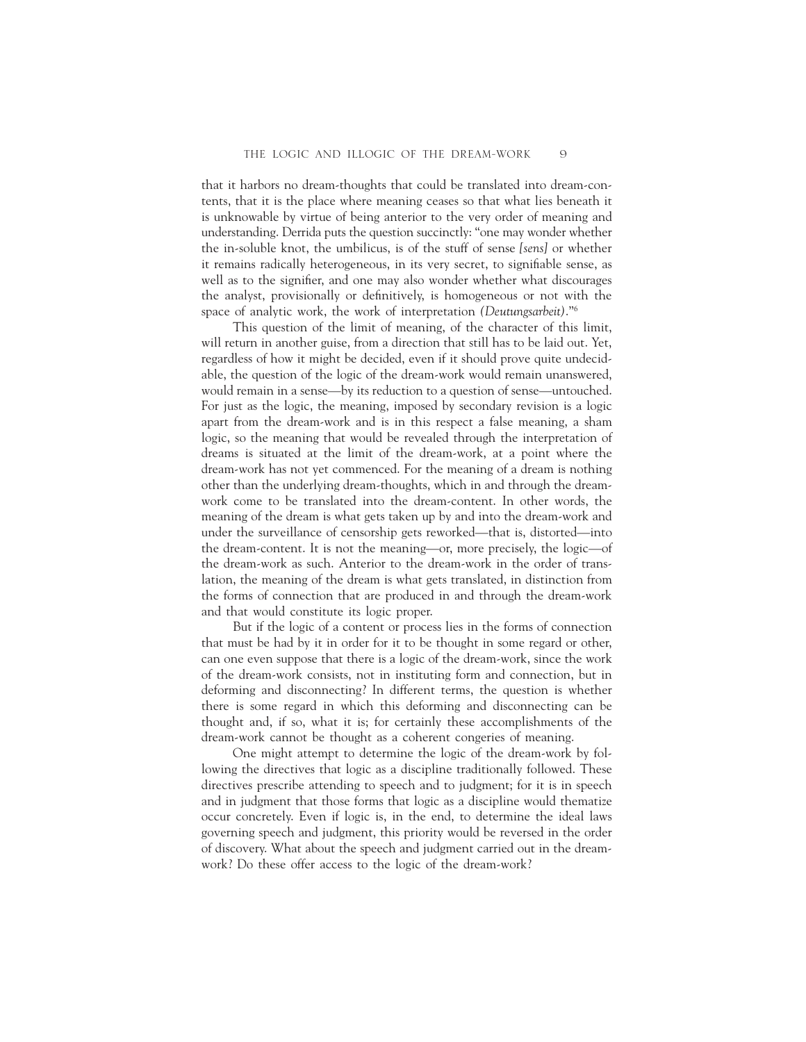that it harbors no dream-thoughts that could be translated into dream-contents, that it is the place where meaning ceases so that what lies beneath it is unknowable by virtue of being anterior to the very order of meaning and understanding. Derrida puts the question succinctly: "one may wonder whether the in-soluble knot, the umbilicus, is of the stuff of sense *[sens]* or whether it remains radically heterogeneous, in its very secret, to signifiable sense, as well as to the signifier, and one may also wonder whether what discourages the analyst, provisionally or definitively, is homogeneous or not with the space of analytic work, the work of interpretation *(Deutungsarbeit)*."[6]

This question of the limit of meaning, of the character of this limit, will return in another guise, from a direction that still has to be laid out. Yet, regardless of how it might be decided, even if it should prove quite undecidable, the question of the logic of the dream-work would remain unanswered, would remain in a sense—by its reduction to a question of sense—untouched. For just as the logic, the meaning, imposed by secondary revision is a logic apart from the dream-work and is in this respect a false meaning, a sham logic, so the meaning that would be revealed through the interpretation of dreams is situated at the limit of the dream-work, at a point where the dream-work has not yet commenced. For the meaning of a dream is nothing other than the underlying dream-thoughts, which in and through the dream-work come to be translated into the dream-content. In other words, the meaning of the dream is what gets taken up by and into the dream-work and under the surveillance of censorship gets reworked—that is, distorted—into the dream-content. It is not the meaning—or, more precisely, the logic—of the dream-work as such. Anterior to the dream-work in the order of translation, the meaning of the dream is what gets translated, in distinction from the forms of connection that are produced in and through the dream-work and that would constitute its logic proper.

But if the logic of a content or process lies in the forms of connection that must be had by it in order for it to be thought in some regard or other, can one even suppose that there is a logic of the dream-work, since the work of the dream-work consists, not in instituting form and connection, but in deforming and disconnecting? In different terms, the question is whether there is some regard in which this deforming and disconnecting can be thought and, if so, what it is; for certainly these accomplishments of the dream-work cannot be thought as a coherent congeries of meaning.

One might attempt to determine the logic of the dream-work by following the directives that logic as a discipline traditionally followed. These directives prescribe attending to speech and to judgment; for it is in speech and in judgment that those forms that logic as a discipline would thematize occur concretely. Even if logic is, in the end, to determine the ideal laws governing speech and judgment, this priority would be reversed in the order of discovery. What about the speech and judgment carried out in the dream-work? Do these offer access to the logic of the dream-work?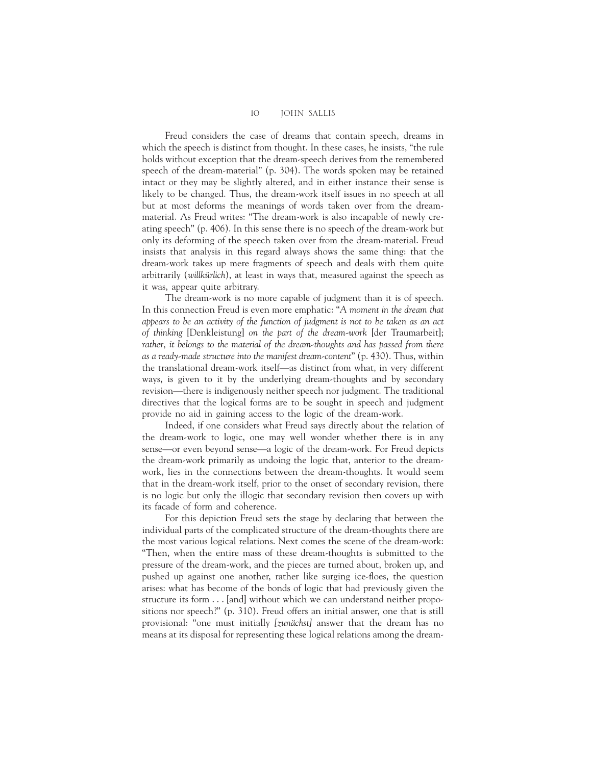Freud considers the case of dreams that contain speech, dreams in which the speech is distinct from thought. In these cases, he insists, "the rule holds without exception that the dream-speech derives from the remembered speech of the dream-material" (p. 304). The words spoken may be retained intact or they may be slightly altered, and in either instance their sense is likely to be changed. Thus, the dream-work itself issues in no speech at all but at most deforms the meanings of words taken over from the dream-material. As Freud writes: "The dream-work is also incapable of newly creating speech" (p. 406). In this sense there is no speech *of* the dream-work but only its deforming of the speech taken over from the dream-material. Freud insists that analysis in this regard always shows the same thing: that the dream-work takes up mere fragments of speech and deals with them quite arbitrarily (*willkürlich*), at least in ways that, measured against the speech as it was, appear quite arbitrary.

The dream-work is no more capable of judgment than it is of speech. In this connection Freud is even more emphatic: "*A moment in the dream that appears to be an activity of the function of judgment is not to be taken as an act of thinking* [Denkleistung] *on the part of the dream-work* [der Traumarbeit]; *rather, it belongs to the material of the dream-thoughts and has passed from there as a ready-made structure into the manifest dream-content*" (p. 430). Thus, within the translational dream-work itself—as distinct from what, in very different ways, is given to it by the underlying dream-thoughts and by secondary revision—there is indigenously neither speech nor judgment. The traditional directives that the logical forms are to be sought in speech and judgment provide no aid in gaining access to the logic of the dream-work.

Indeed, if one considers what Freud says directly about the relation of the dream-work to logic, one may well wonder whether there is in any sense—or even beyond sense—a logic of the dream-work. For Freud depicts the dream-work primarily as undoing the logic that, anterior to the dream-work, lies in the connections between the dream-thoughts. It would seem that in the dream-work itself, prior to the onset of secondary revision, there is no logic but only the illogic that secondary revision then covers up with its facade of form and coherence.

For this depiction Freud sets the stage by declaring that between the individual parts of the complicated structure of the dream-thoughts there are the most various logical relations. Next comes the scene of the dream-work: "Then, when the entire mass of these dream-thoughts is submitted to the pressure of the dream-work, and the pieces are turned about, broken up, and pushed up against one another, rather like surging ice-floes, the question arises: what has become of the bonds of logic that had previously given the structure its form . . . [and] without which we can understand neither propositions nor speech?" (p. 310). Freud offers an initial answer, one that is still provisional: "one must initially *[zunächst]* answer that the dream has no means at its disposal for representing these logical relations among the dream-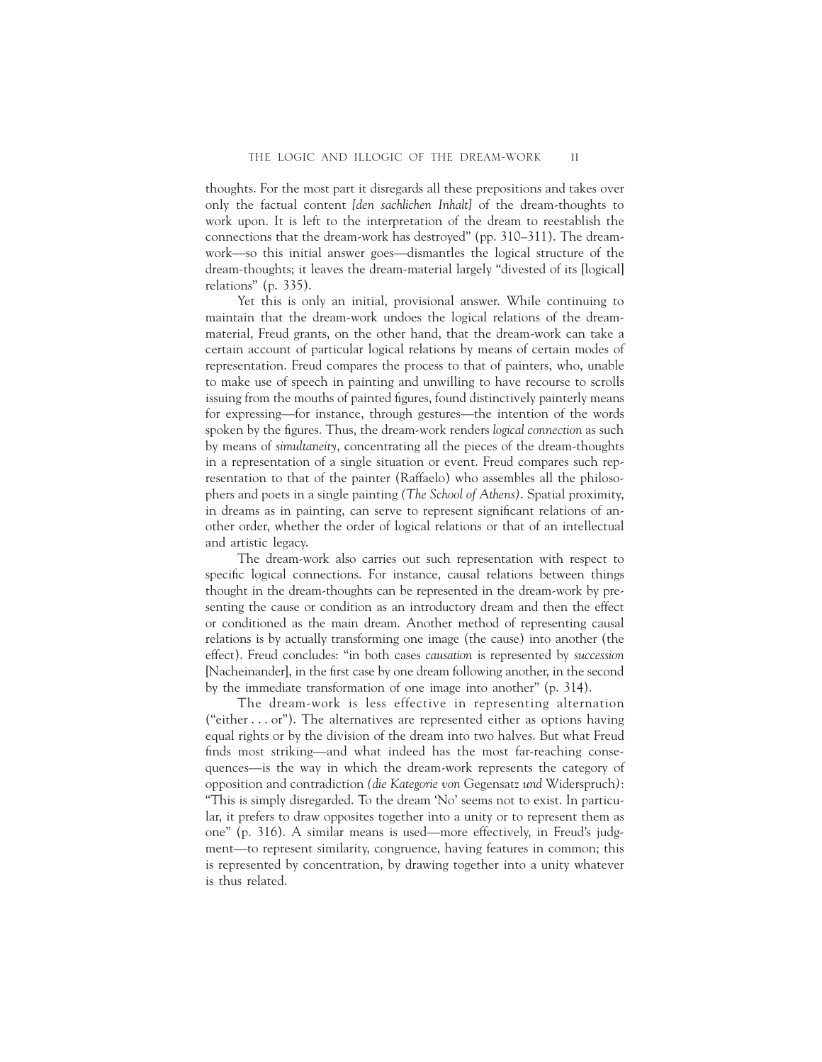thoughts. For the most part it disregards all these prepositions and takes over only the factual content *[den sachlichen Inhalt]* of the dream-thoughts to work upon. It is left to the interpretation of the dream to reestablish the connections that the dream-work has destroyed" (pp. 310–311). The dream-work—so this initial answer goes—dismantles the logical structure of the dream-thoughts; it leaves the dream-material largely "divested of its [logical] relations" (p. 335).

Yet this is only an initial, provisional answer. While continuing to maintain that the dream-work undoes the logical relations of the dream-material, Freud grants, on the other hand, that the dream-work can take a certain account of particular logical relations by means of certain modes of representation. Freud compares the process to that of painters, who, unable to make use of speech in painting and unwilling to have recourse to scrolls issuing from the mouths of painted figures, found distinctively painterly means for expressing—for instance, through gestures—the intention of the words spoken by the figures. Thus, the dream-work renders *logical connection* as such by means of *simultaneity*, concentrating all the pieces of the dream-thoughts in a representation of a single situation or event. Freud compares such representation to that of the painter (Raffaelo) who assembles all the philosophers and poets in a single painting *(The School of Athens)*. Spatial proximity, in dreams as in painting, can serve to represent significant relations of another order, whether the order of logical relations or that of an intellectual and artistic legacy.

The dream-work also carries out such representation with respect to specific logical connections. For instance, causal relations between things thought in the dream-thoughts can be represented in the dream-work by presenting the cause or condition as an introductory dream and then the effect or conditioned as the main dream. Another method of representing causal relations is by actually transforming one image (the cause) into another (the effect). Freud concludes: "in both cases *causation* is represented by *succession* [Nacheinander], in the first case by one dream following another, in the second by the immediate transformation of one image into another" (p. 314).

The dream-work is less effective in representing alternation ("either . . . or"). The alternatives are represented either as options having equal rights or by the division of the dream into two halves. But what Freud finds most striking—and what indeed has the most far-reaching consequences—is the way in which the dream-work represents the category of opposition and contradiction *(die Kategorie von* Gegensatz *und* Widerspruch*)*: "This is simply disregarded. To the dream 'No' seems not to exist. In particular, it prefers to draw opposites together into a unity or to represent them as one" (p. 316). A similar means is used—more effectively, in Freud's judgment—to represent similarity, congruence, having features in common; this is represented by concentration, by drawing together into a unity whatever is thus related.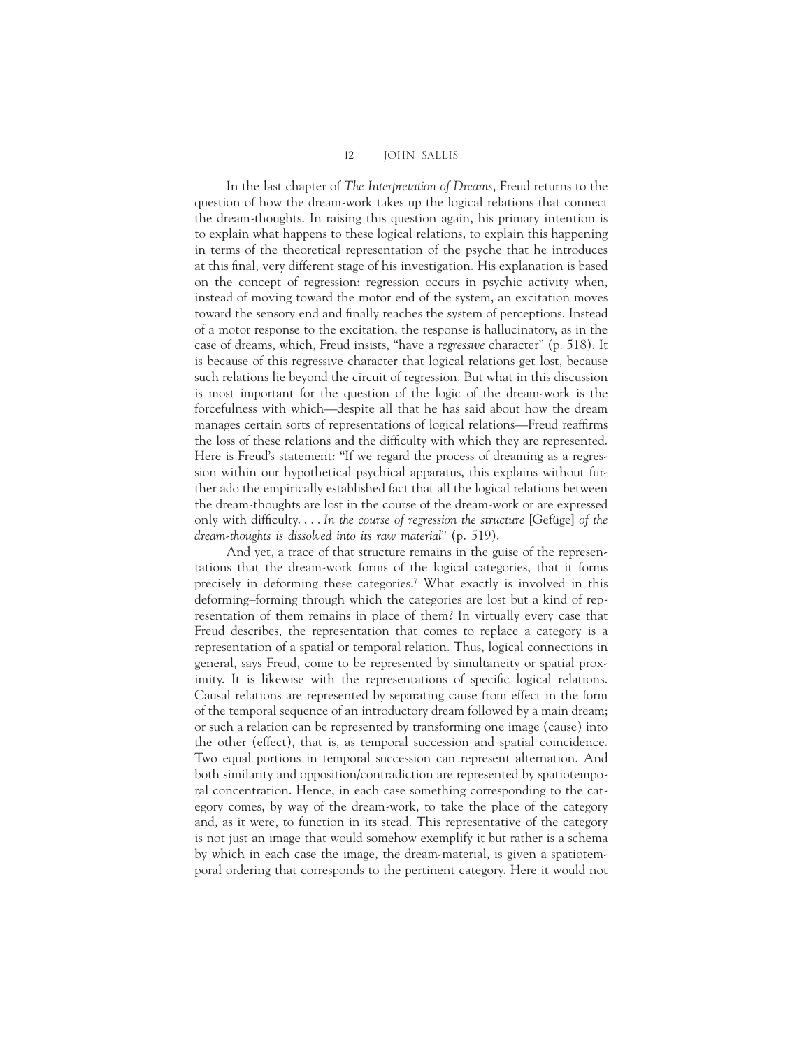In the last chapter of *The Interpretation of Dreams*, Freud returns to the question of how the dream-work takes up the logical relations that connect the dream-thoughts. In raising this question again, his primary intention is to explain what happens to these logical relations, to explain this happening in terms of the theoretical representation of the psyche that he introduces at this final, very different stage of his investigation. His explanation is based on the concept of regression: regression occurs in psychic activity when, instead of moving toward the motor end of the system, an excitation moves toward the sensory end and finally reaches the system of perceptions. Instead of a motor response to the excitation, the response is hallucinatory, as in the case of dreams, which, Freud insists, "have a *regressive* character" (p. 518). It is because of this regressive character that logical relations get lost, because such relations lie beyond the circuit of regression. But what in this discussion is most important for the question of the logic of the dream-work is the forcefulness with which—despite all that he has said about how the dream manages certain sorts of representations of logical relations—Freud reaffirms the loss of these relations and the difficulty with which they are represented. Here is Freud's statement: "If we regard the process of dreaming as a regression within our hypothetical psychical apparatus, this explains without further ado the empirically established fact that all the logical relations between the dream-thoughts are lost in the course of the dream-work or are expressed only with difficulty. . . . *In the course of regression the structure* [Gefüge] *of the dream-thoughts is dissolved into its raw material*" (p. 519).

And yet, a trace of that structure remains in the guise of the representations that the dream-work forms of the logical categories, that it forms precisely in deforming these categories.[7] What exactly is involved in this deforming–forming through which the categories are lost but a kind of representation of them remains in place of them? In virtually every case that Freud describes, the representation that comes to replace a category is a representation of a spatial or temporal relation. Thus, logical connections in general, says Freud, come to be represented by simultaneity or spatial proximity. It is likewise with the representations of specific logical relations. Causal relations are represented by separating cause from effect in the form of the temporal sequence of an introductory dream followed by a main dream; or such a relation can be represented by transforming one image (cause) into the other (effect), that is, as temporal succession and spatial coincidence. Two equal portions in temporal succession can represent alternation. And both similarity and opposition/contradiction are represented by spatiotemporal concentration. Hence, in each case something corresponding to the category comes, by way of the dream-work, to take the place of the category and, as it were, to function in its stead. This representative of the category is not just an image that would somehow exemplify it but rather is a schema by which in each case the image, the dream-material, is given a spatiotemporal ordering that corresponds to the pertinent category. Here it would not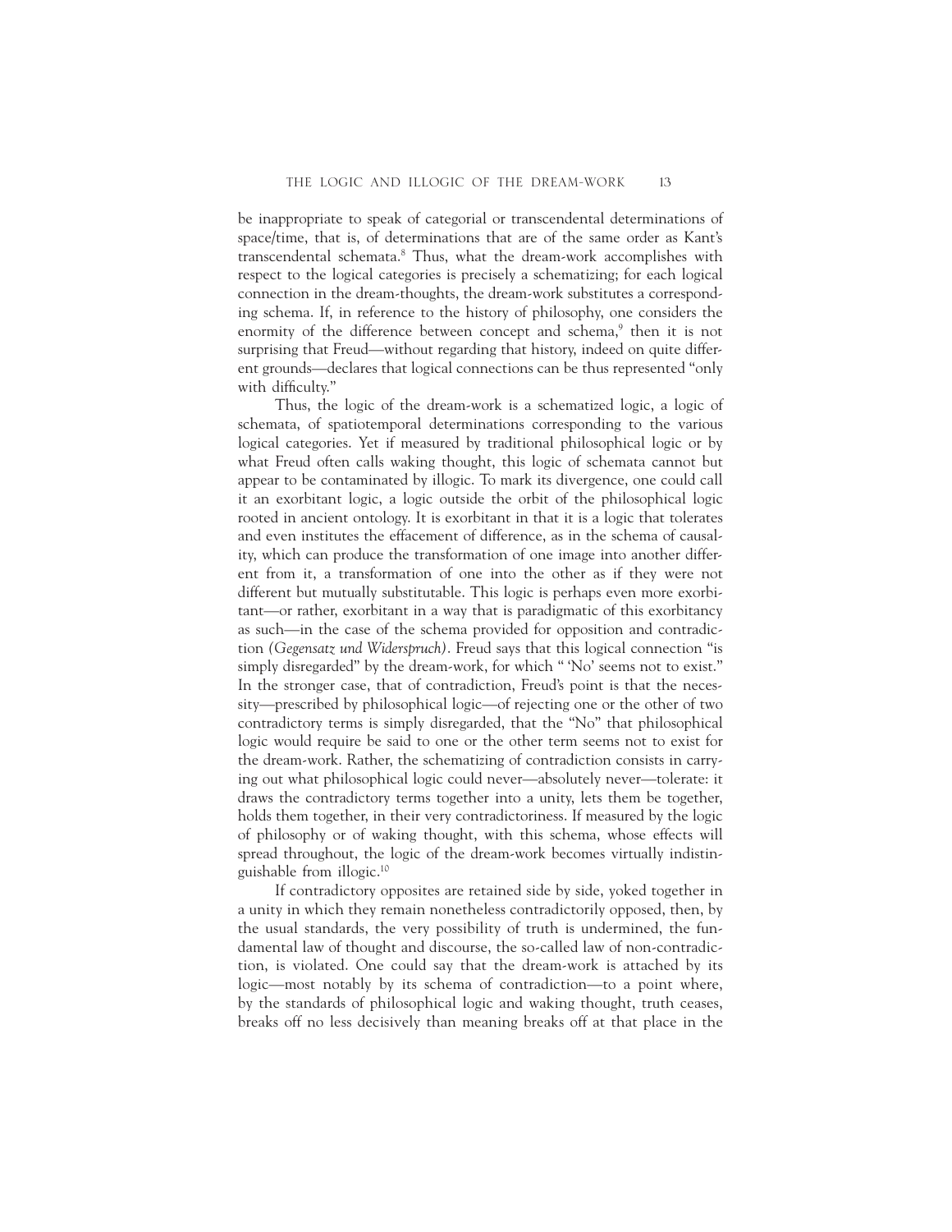be inappropriate to speak of categorial or transcendental determinations of space/time, that is, of determinations that are of the same order as Kant's transcendental schemata.[8] Thus, what the dream-work accomplishes with respect to the logical categories is precisely a schematizing; for each logical connection in the dream-thoughts, the dream-work substitutes a corresponding schema. If, in reference to the history of philosophy, one considers the enormity of the difference between concept and schema,[9] then it is not surprising that Freud—without regarding that history, indeed on quite different grounds—declares that logical connections can be thus represented "only with difficulty."

Thus, the logic of the dream-work is a schematized logic, a logic of schemata, of spatiotemporal determinations corresponding to the various logical categories. Yet if measured by traditional philosophical logic or by what Freud often calls waking thought, this logic of schemata cannot but appear to be contaminated by illogic. To mark its divergence, one could call it an exorbitant logic, a logic outside the orbit of the philosophical logic rooted in ancient ontology. It is exorbitant in that it is a logic that tolerates and even institutes the effacement of difference, as in the schema of causality, which can produce the transformation of one image into another different from it, a transformation of one into the other as if they were not different but mutually substitutable. This logic is perhaps even more exorbitant—or rather, exorbitant in a way that is paradigmatic of this exorbitancy as such—in the case of the schema provided for opposition and contradiction *(Gegensatz und Widerspruch)*. Freud says that this logical connection "is simply disregarded" by the dream-work, for which " 'No' seems not to exist." In the stronger case, that of contradiction, Freud's point is that the necessity—prescribed by philosophical logic—of rejecting one or the other of two contradictory terms is simply disregarded, that the "No" that philosophical logic would require be said to one or the other term seems not to exist for the dream-work. Rather, the schematizing of contradiction consists in carrying out what philosophical logic could never—absolutely never—tolerate: it draws the contradictory terms together into a unity, lets them be together, holds them together, in their very contradictoriness. If measured by the logic of philosophy or of waking thought, with this schema, whose effects will spread throughout, the logic of the dream-work becomes virtually indistinguishable from illogic.[10]

If contradictory opposites are retained side by side, yoked together in a unity in which they remain nonetheless contradictorily opposed, then, by the usual standards, the very possibility of truth is undermined, the fundamental law of thought and discourse, the so-called law of non-contradiction, is violated. One could say that the dream-work is attached by its logic—most notably by its schema of contradiction—to a point where, by the standards of philosophical logic and waking thought, truth ceases, breaks off no less decisively than meaning breaks off at that place in the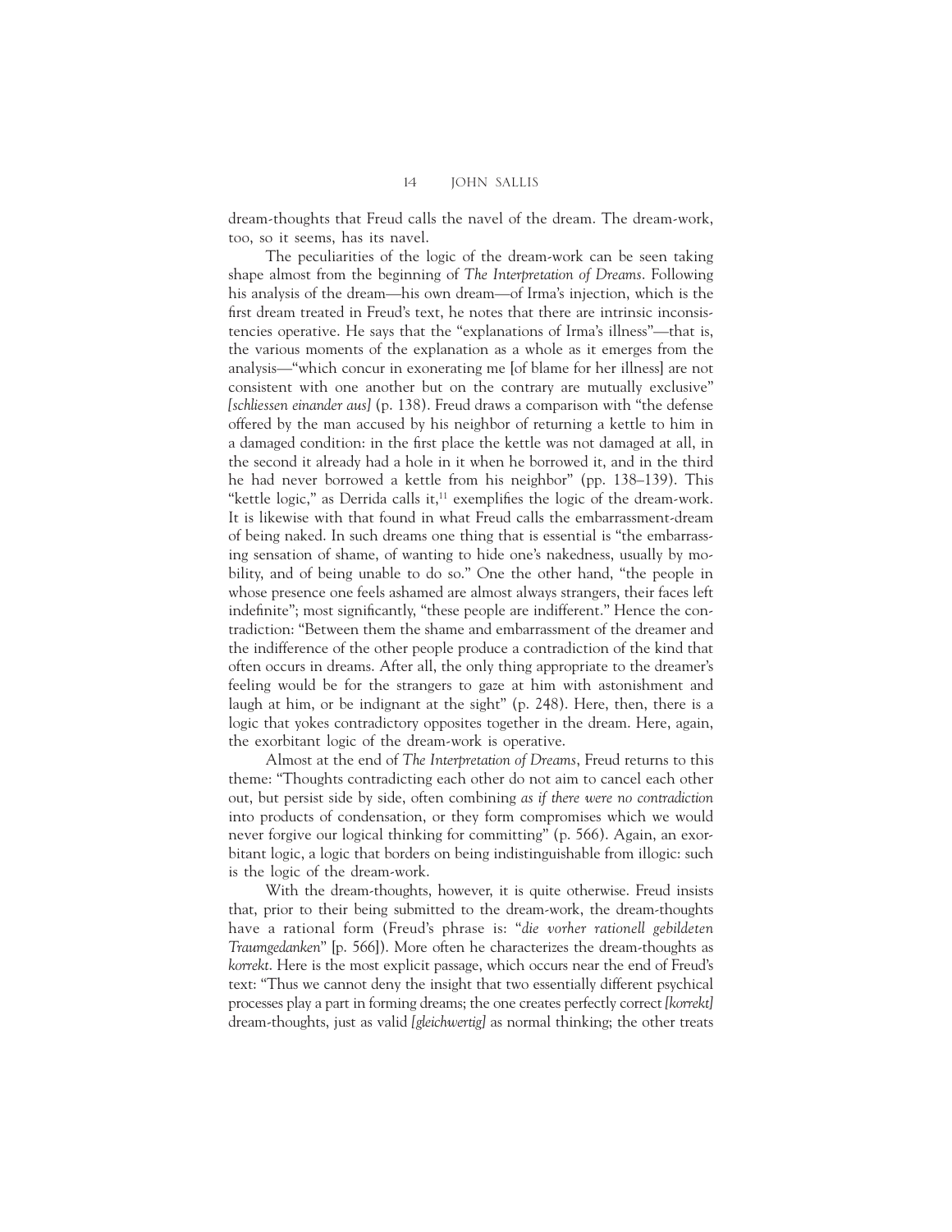dream-thoughts that Freud calls the navel of the dream. The dream-work, too, so it seems, has its navel.

The peculiarities of the logic of the dream-work can be seen taking shape almost from the beginning of *The Interpretation of Dreams*. Following his analysis of the dream—his own dream—of Irma's injection, which is the first dream treated in Freud's text, he notes that there are intrinsic inconsistencies operative. He says that the "explanations of Irma's illness"—that is, the various moments of the explanation as a whole as it emerges from the analysis—"which concur in exonerating me [of blame for her illness] are not consistent with one another but on the contrary are mutually exclusive" *[schliessen einander aus]* (p. 138). Freud draws a comparison with "the defense offered by the man accused by his neighbor of returning a kettle to him in a damaged condition: in the first place the kettle was not damaged at all, in the second it already had a hole in it when he borrowed it, and in the third he had never borrowed a kettle from his neighbor" (pp. 138–139). This "kettle logic," as Derrida calls it,[11] exemplifies the logic of the dream-work. It is likewise with that found in what Freud calls the embarrassment-dream of being naked. In such dreams one thing that is essential is "the embarrassing sensation of shame, of wanting to hide one's nakedness, usually by mobility, and of being unable to do so." One the other hand, "the people in whose presence one feels ashamed are almost always strangers, their faces left indefinite"; most significantly, "these people are indifferent." Hence the contradiction: "Between them the shame and embarrassment of the dreamer and the indifference of the other people produce a contradiction of the kind that often occurs in dreams. After all, the only thing appropriate to the dreamer's feeling would be for the strangers to gaze at him with astonishment and laugh at him, or be indignant at the sight" (p. 248). Here, then, there is a logic that yokes contradictory opposites together in the dream. Here, again, the exorbitant logic of the dream-work is operative.

Almost at the end of *The Interpretation of Dreams*, Freud returns to this theme: "Thoughts contradicting each other do not aim to cancel each other out, but persist side by side, often combining *as if there were no contradiction* into products of condensation, or they form compromises which we would never forgive our logical thinking for committing" (p. 566). Again, an exorbitant logic, a logic that borders on being indistinguishable from illogic: such is the logic of the dream-work.

With the dream-thoughts, however, it is quite otherwise. Freud insists that, prior to their being submitted to the dream-work, the dream-thoughts have a rational form (Freud's phrase is: "*die vorher rationell gebildeten Traumgedanken*" [p. 566]). More often he characterizes the dream-thoughts as *korrekt*. Here is the most explicit passage, which occurs near the end of Freud's text: "Thus we cannot deny the insight that two essentially different psychical processes play a part in forming dreams; the one creates perfectly correct *[korrekt]* dream-thoughts, just as valid *[gleichwertig]* as normal thinking; the other treats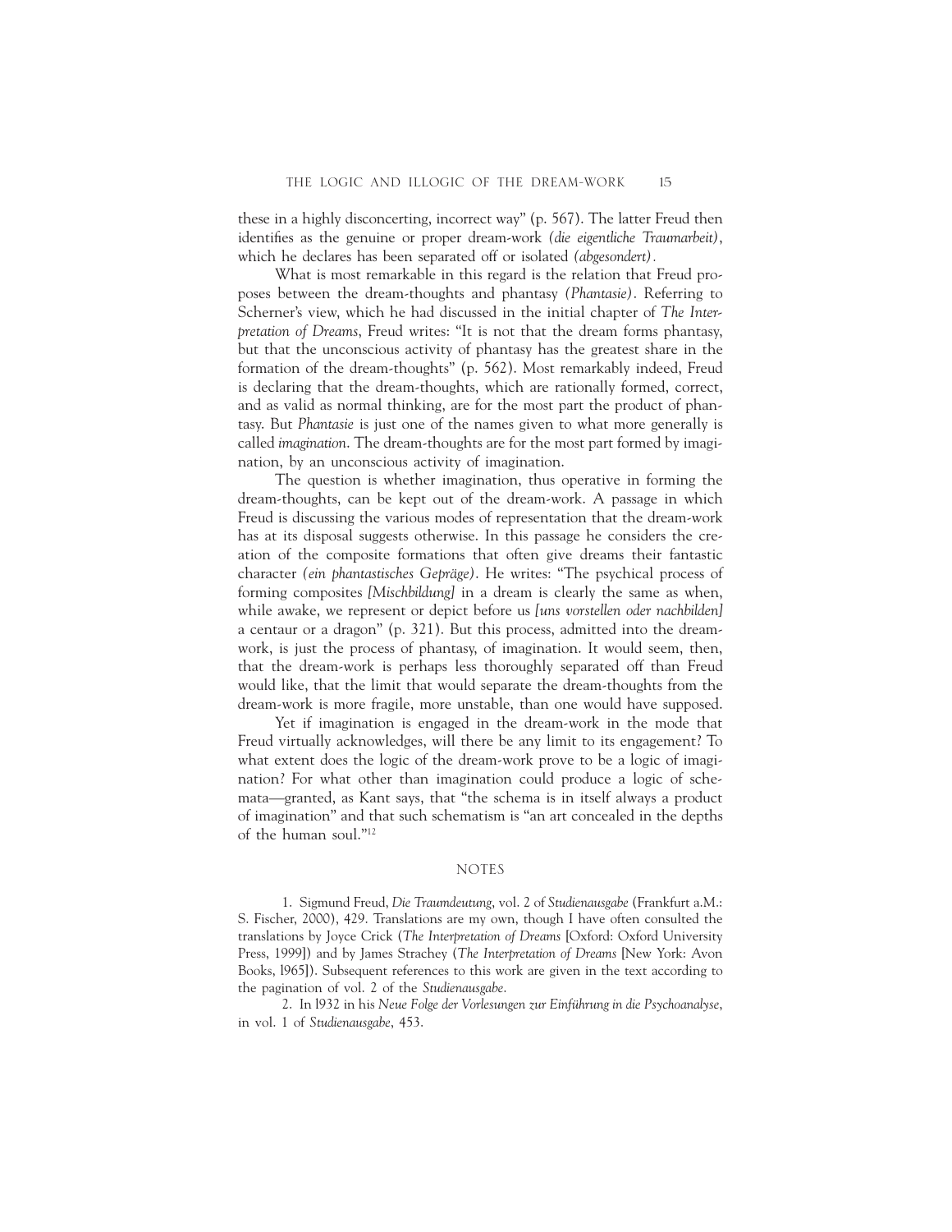these in a highly disconcerting, incorrect way" (p. 567). The latter Freud then identifies as the genuine or proper dream-work *(die eigentliche Traumarbeit)*, which he declares has been separated off or isolated *(abgesondert)*.

What is most remarkable in this regard is the relation that Freud proposes between the dream-thoughts and phantasy *(Phantasie)*. Referring to Scherner's view, which he had discussed in the initial chapter of *The Interpretation of Dreams*, Freud writes: "It is not that the dream forms phantasy, but that the unconscious activity of phantasy has the greatest share in the formation of the dream-thoughts" (p. 562). Most remarkably indeed, Freud is declaring that the dream-thoughts, which are rationally formed, correct, and as valid as normal thinking, are for the most part the product of phantasy. But *Phantasie* is just one of the names given to what more generally is called *imagination*. The dream-thoughts are for the most part formed by imagination, by an unconscious activity of imagination.

The question is whether imagination, thus operative in forming the dream-thoughts, can be kept out of the dream-work. A passage in which Freud is discussing the various modes of representation that the dream-work has at its disposal suggests otherwise. In this passage he considers the creation of the composite formations that often give dreams their fantastic character *(ein phantastisches Gepräge)*. He writes: "The psychical process of forming composites *[Mischbildung]* in a dream is clearly the same as when, while awake, we represent or depict before us *[uns vorstellen oder nachbilden]* a centaur or a dragon" (p. 321). But this process, admitted into the dream-work, is just the process of phantasy, of imagination. It would seem, then, that the dream-work is perhaps less thoroughly separated off than Freud would like, that the limit that would separate the dream-thoughts from the dream-work is more fragile, more unstable, than one would have supposed.

Yet if imagination is engaged in the dream-work in the mode that Freud virtually acknowledges, will there be any limit to its engagement? To what extent does the logic of the dream-work prove to be a logic of imagination? For what other than imagination could produce a logic of schemata—granted, as Kant says, that "the schema is in itself always a product of imagination" and that such schematism is "an art concealed in the depths of the human soul."[12]

## NOTES

1. Sigmund Freud, *Die Traumdeutung*, vol. 2 of *Studienausgabe* (Frankfurt a.M.: S. Fischer, 2000), 429. Translations are my own, though I have often consulted the translations by Joyce Crick (*The Interpretation of Dreams* [Oxford: Oxford University Press, 1999]) and by James Strachey (*The Interpretation of Dreams* [New York: Avon Books, 1965]). Subsequent references to this work are given in the text according to the pagination of vol. 2 of the *Studienausgabe*.

2. In 1932 in his *Neue Folge der Vorlesungen zur Einführung in die Psychoanalyse*, in vol. 1 of *Studienausgabe*, 453.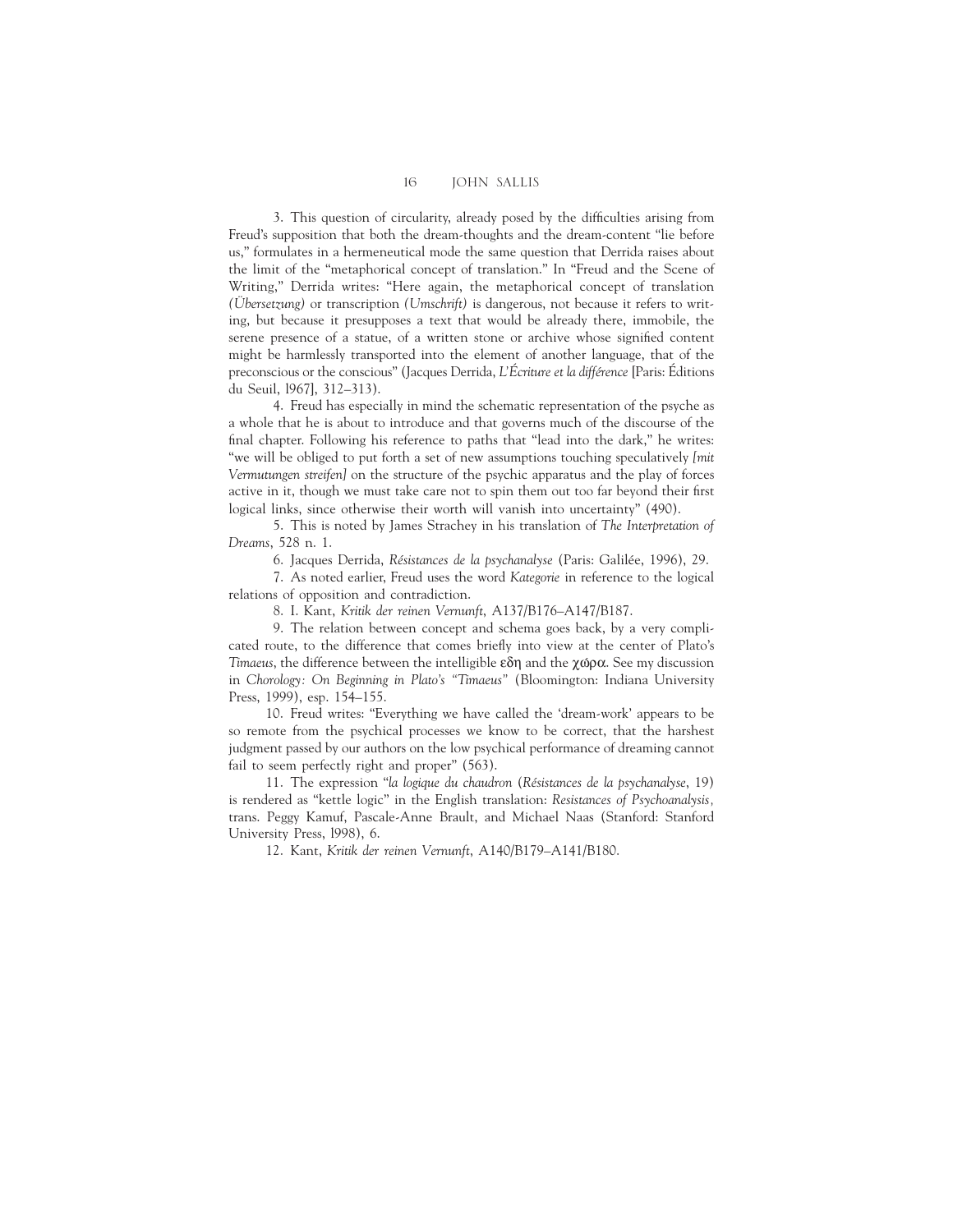3. This question of circularity, already posed by the difficulties arising from Freud's supposition that both the dream-thoughts and the dream-content "lie before us," formulates in a hermeneutical mode the same question that Derrida raises about the limit of the "metaphorical concept of translation." In "Freud and the Scene of Writing," Derrida writes: "Here again, the metaphorical concept of translation *(Übersetzung)* or transcription *(Umschrift)* is dangerous, not because it refers to writing, but because it presupposes a text that would be already there, immobile, the serene presence of a statue, of a written stone or archive whose signified content might be harmlessly transported into the element of another language, that of the preconscious or the conscious" (Jacques Derrida, *L'Écriture et la différence* [Paris: Éditions du Seuil, 1967], 312–313).

4. Freud has especially in mind the schematic representation of the psyche as a whole that he is about to introduce and that governs much of the discourse of the final chapter. Following his reference to paths that "lead into the dark," he writes: "we will be obliged to put forth a set of new assumptions touching speculatively *[mit Vermutungen streifen]* on the structure of the psychic apparatus and the play of forces active in it, though we must take care not to spin them out too far beyond their first logical links, since otherwise their worth will vanish into uncertainty" (490).

5. This is noted by James Strachey in his translation of *The Interpretation of Dreams*, 528 n. 1.

6. Jacques Derrida, *Résistances de la psychanalyse* (Paris: Galilée, 1996), 29.

7. As noted earlier, Freud uses the word *Kategorie* in reference to the logical relations of opposition and contradiction.

8. I. Kant, *Kritik der reinen Vernunft*, A137/B176–A147/B187.

9. The relation between concept and schema goes back, by a very complicated route, to the difference that comes briefly into view at the center of Plato's *Timaeus*, the difference between the intelligible εδη and the χώρα. See my discussion in *Chorology: On Beginning in Plato's "Timaeus"* (Bloomington: Indiana University Press, 1999), esp. 154–155.

10. Freud writes: "Everything we have called the 'dream-work' appears to be so remote from the psychical processes we know to be correct, that the harshest judgment passed by our authors on the low psychical performance of dreaming cannot fail to seem perfectly right and proper" (563).

11. The expression "*la logique du chaudron* (*Résistances de la psychanalyse*, 19) is rendered as "kettle logic" in the English translation: *Resistances of Psychoanalysis,* trans. Peggy Kamuf, Pascale-Anne Brault, and Michael Naas (Stanford: Stanford University Press, 1998), 6.

12. Kant, *Kritik der reinen Vernunft*, A140/B179–A141/B180.